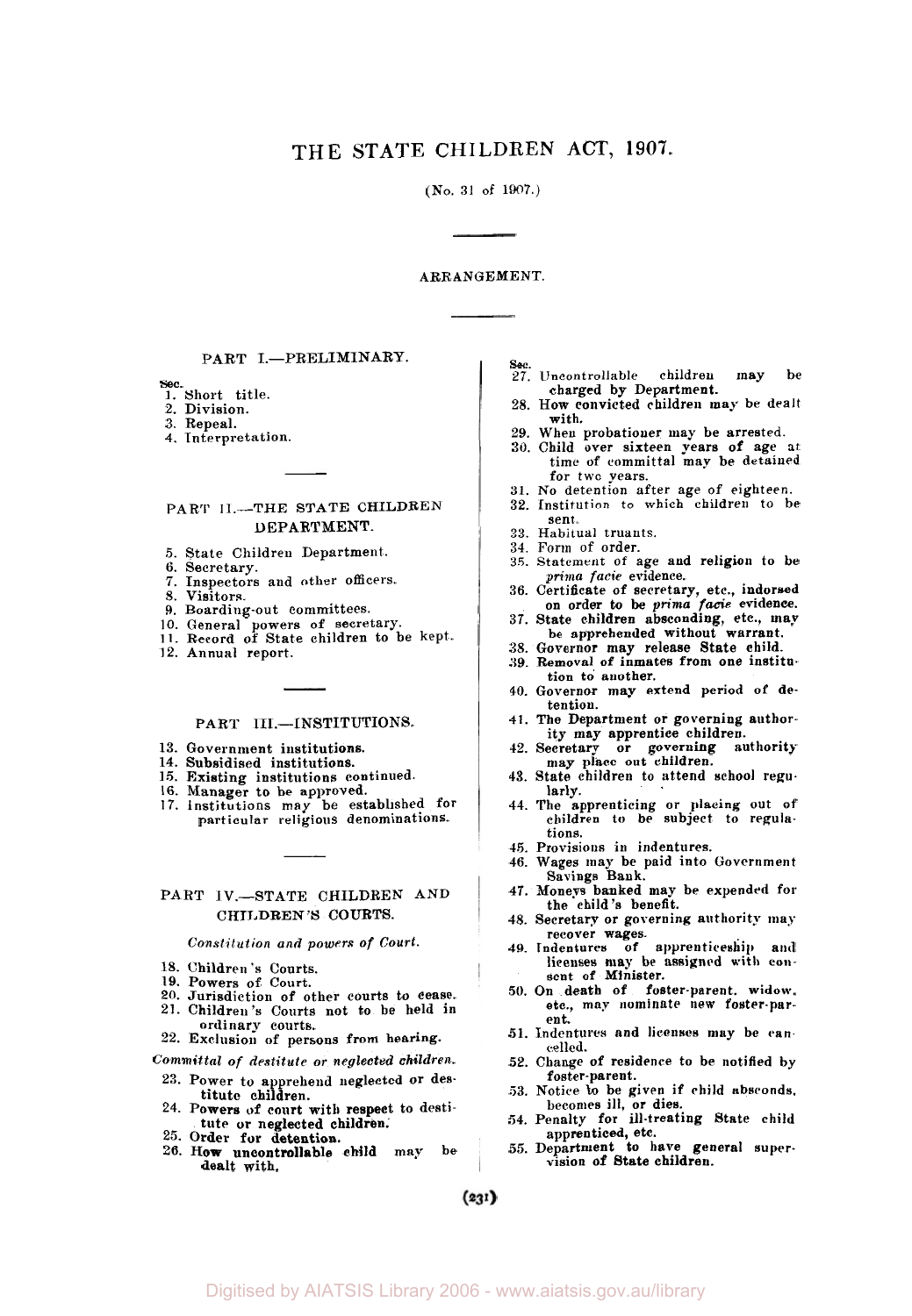# THE STATE CHILDREN ACT, 1907.

(No. 31 of 1907.)

ARRANGEMENT.

## PART I.—PRELIMINARY.

Sec.
1. Short title.
2. Division.
3. Repeal.
4. Interpretation.

## PART II.—THE STATE CHILDREN DEPARTMENT.

5. State Children Department.
6. Secretary.
7. Inspectors and other officers.
8. Visitors.
9. Boarding-out committees.
10. General powers of secretary.
11. Record of State children to be kept.
12. Annual report.

## PART III.—INSTITUTIONS.

13. Government institutions.
14. Subsidised institutions.
15. Existing institutions continued.
16. Manager to be approved.
17. Institutions may be established for particular religious denominations.

## PART IV.—STATE CHILDREN AND CHILDREN'S COURTS.

*Constitution and powers of Court.*

18. Children's Courts.
19. Powers of Court.
20. Jurisdiction of other courts to cease.
21. Children's Courts not to be held in ordinary courts.
22. Exclusion of persons from hearing.

*Committal of destitute or neglected children.*

23. Power to apprehend neglected or destitute children.
24. Powers of court with respect to destitute or neglected children.
25. Order for detention.
26. How uncontrollable child may be dealt with.

Sec.
27. Uncontrollable children may be charged by Department.
28. How convicted children may be dealt with.
29. When probationer may be arrested.
30. Child over sixteen years of age at time of committal may be detained for two years.
31. No detention after age of eighteen.
32. Institution to which children to be sent.
33. Habitual truants.
34. Form of order.
35. Statement of age and religion to be *prima facie* evidence.
36. Certificate of secretary, etc., indorsed on order to be *prima facie* evidence.
37. State children absconding, etc., may be apprehended without warrant.
38. Governor may release State child.
39. Removal of inmates from one institution to another.
40. Governor may extend period of detention.
41. The Department or governing authority may apprentice children.
42. Secretary or governing authority may place out children.
43. State children to attend school regularly.
44. The apprenticing or placing out of children to be subject to regulations.
45. Provisions in indentures.
46. Wages may be paid into Government Savings Bank.
47. Moneys banked may be expended for the child's benefit.
48. Secretary or governing authority may recover wages.
49. Indentures of apprenticeship and licenses may be assigned with consent of Minister.
50. On death of foster-parent. widow, etc., may nominate new foster-parent.
51. Indentures and licenses may be cancelled.
52. Change of residence to be notified by foster-parent.
53. Notice to be given if child absconds, becomes ill, or dies.
54. Penalty for ill-treating State child apprenticed, etc.
55. Department to have general supervision of State children.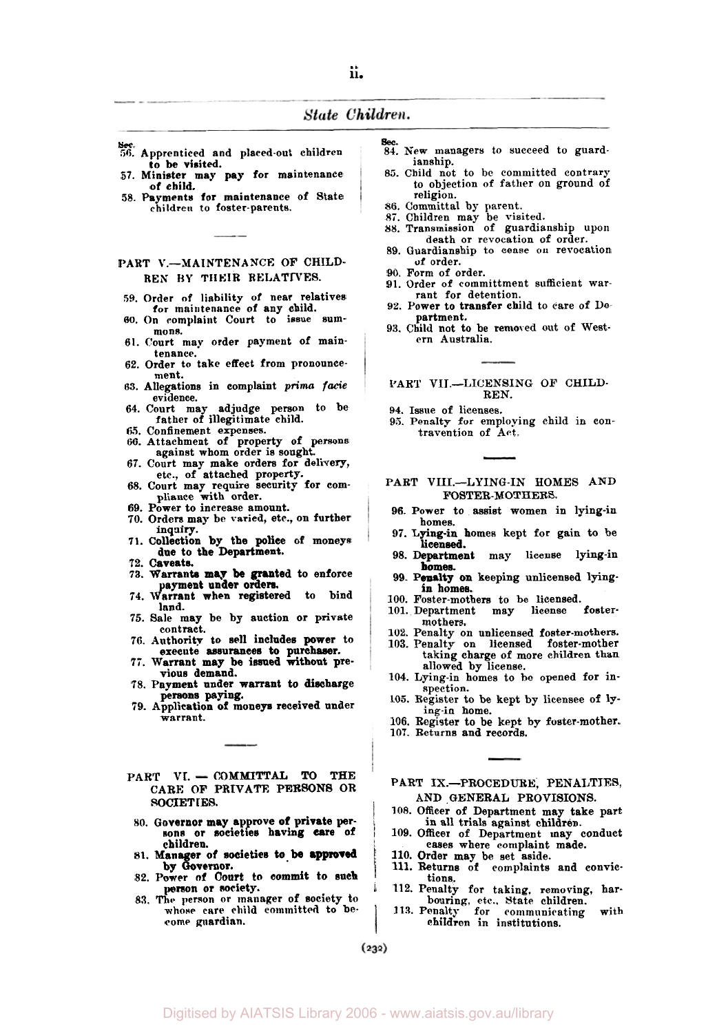## State Children.

Sec.

56. Apprenticed and placed-out children to be visited.
57. Minister may pay for maintenance of child.
58. Payments for maintenance of State children to foster-parents.

### PART V.—MAINTENANCE OF CHILDREN BY THEIR RELATIVES.

59. Order of liability of near relatives for maintenance of any child.
60. On complaint Court to issue summons.
61. Court may order payment of maintenance.
62. Order to take effect from pronouncement.
63. Allegations in complaint *prima facie* evidence.
64. Court may adjudge person to be father of illegitimate child.
65. Confinement expenses.
66. Attachment of property of persons against whom order is sought.
67. Court may make orders for delivery, etc., of attached property.
68. Court may require security for compliance with order.
69. Power to increase amount.
70. Orders may be varied, etc., on further inquiry.
71. Collection by the police of moneys due to the Department.
72. Caveats.
73. Warrants may be granted to enforce payment under orders.
74. Warrant when registered to bind land.
75. Sale may be by auction or private contract.
76. Authority to sell includes power to execute assurances to purchaser.
77. Warrant may be issued without previous demand.
78. Payment under warrant to discharge persons paying.
79. Application of moneys received under warrant.

### PART VI. — COMMITTAL TO THE CARE OF PRIVATE PERSONS OR SOCIETIES.

80. Governor may approve of private persons or societies having care of children.
81. Manager of societies to be approved by Governor.
82. Power of Court to commit to such person or society.
83. The person or manager of society to whose care child committed to become guardian.

Sec.

84. New managers to succeed to guardianship.
85. Child not to be committed contrary to objection of father on ground of religion.
86. Committal by parent.
87. Children may be visited.
88. Transmission of guardianship upon death or revocation of order.
89. Guardianship to cease on revocation of order.
90. Form of order.
91. Order of committment sufficient warrant for detention.
92. Power to transfer child to care of Department.
93. Child not to be removed out of Western Australia.

### PART VII.—LICENSING OF CHILDREN.

94. Issue of licenses.
95. Penalty for employing child in contravention of Act.

### PART VIII.—LYING-IN HOMES AND FOSTER-MOTHERS.

96. Power to assist women in lying-in homes.
97. Lying-in homes kept for gain to be licensed.
98. Department may license lying-in homes.
99. Penalty on keeping unlicensed lying-in homes.
100. Foster-mothers to be licensed.
101. Department may license foster-mothers.
102. Penalty on unlicensed foster-mothers.
103. Penalty on licensed foster-mother taking charge of more children than allowed by license.
104. Lying-in homes to be opened for inspection.
105. Register to be kept by licensee of lying-in home.
106. Register to be kept by foster-mother.
107. Returns and records.

### PART IX.—PROCEDURE, PENALTIES, AND GENERAL PROVISIONS.

108. Officer of Department may take part in all trials against children.
109. Officer of Department may conduct cases where complaint made.
110. Order may be set aside.
111. Returns of complaints and convictions.
112. Penalty for taking, removing, harbouring, etc., State children.
113. Penalty for communicating with children in institutions.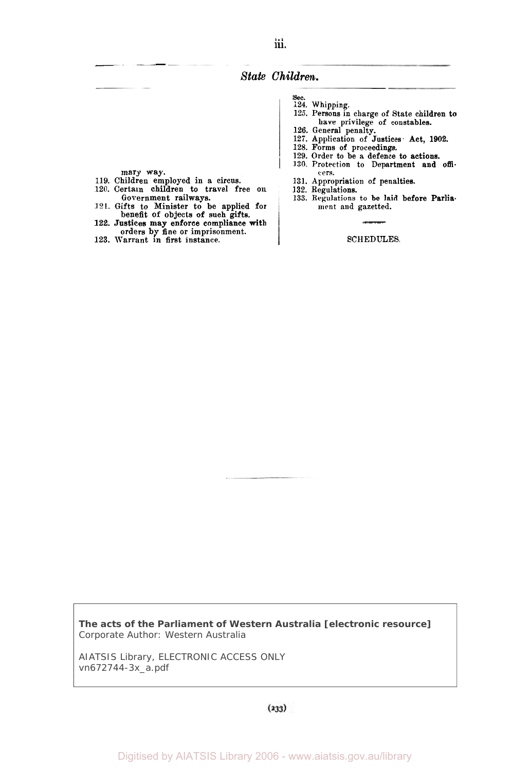## *State Children.*

mary way.
119. Children employed in a circus.
120. Certain children to travel free on Government railways.
121. Gifts to Minister to be applied for benefit of objects of such gifts.
122. Justices may enforce compliance with orders by fine or imprisonment.
123. Warrant in first instance.

Sec.
124. Whipping.
125. Persons in charge of State children to have privilege of constables.
126. General penalty.
127. Application of Justices Act, 1902.
128. Forms of proceedings.
129. Order to be a defence to actions.
130. Protection to Department and officers.
131. Appropriation of penalties.
132. Regulations.
133. Regulations to be laid before Parliament and gazetted.

SCHEDULES.

**The acts of the Parliament of Western Australia [electronic resource]**
Corporate Author: Western Australia

AIATSIS Library, ELECTRONIC ACCESS ONLY
vn672744-3x_a.pdf